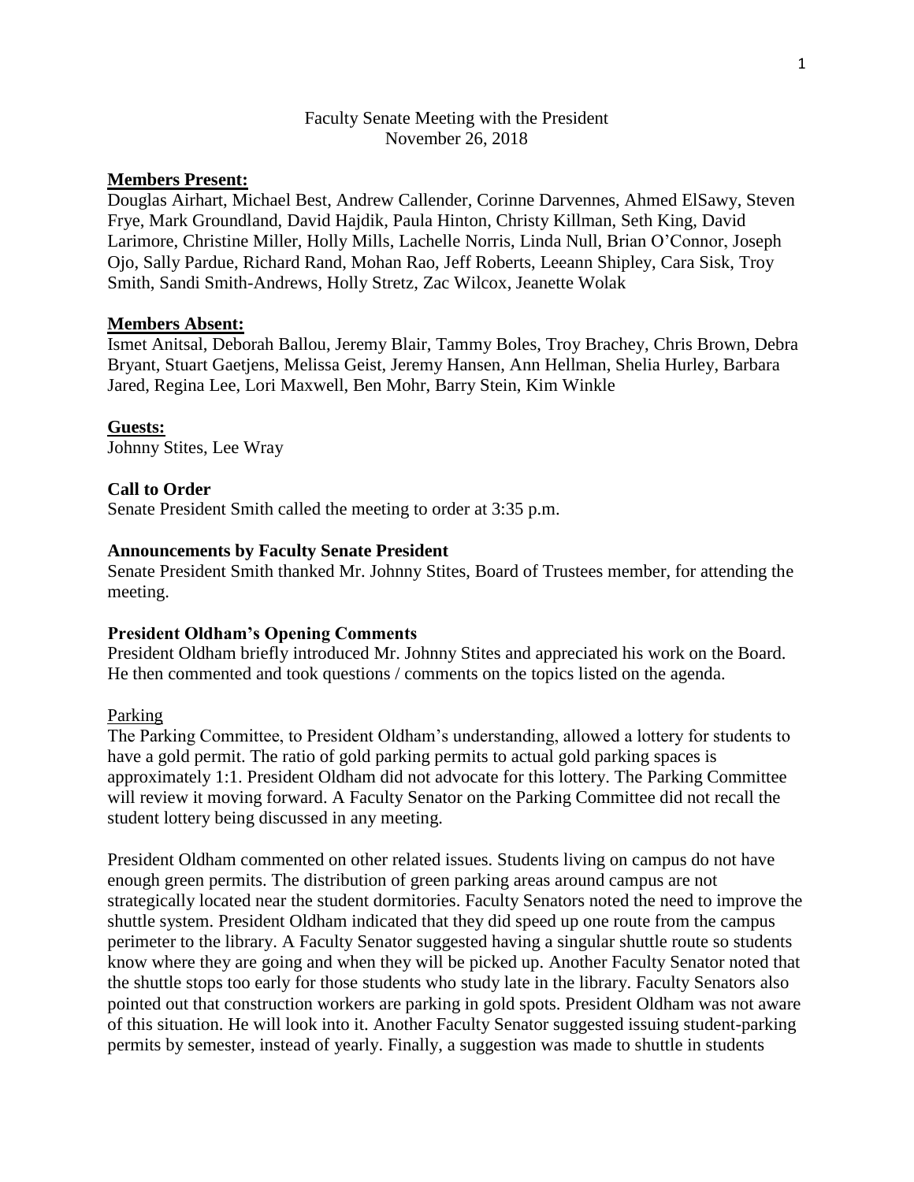Faculty Senate Meeting with the President
November 26, 2018

**Members Present:**
Douglas Airhart, Michael Best, Andrew Callender, Corinne Darvennes, Ahmed ElSawy, Steven Frye, Mark Groundland, David Hajdik, Paula Hinton, Christy Killman, Seth King, David Larimore, Christine Miller, Holly Mills, Lachelle Norris, Linda Null, Brian O'Connor, Joseph Ojo, Sally Pardue, Richard Rand, Mohan Rao, Jeff Roberts, Leeann Shipley, Cara Sisk, Troy Smith, Sandi Smith-Andrews, Holly Stretz, Zac Wilcox, Jeanette Wolak

**Members Absent:**
Ismet Anitsal, Deborah Ballou, Jeremy Blair, Tammy Boles, Troy Brachey, Chris Brown, Debra Bryant, Stuart Gaetjens, Melissa Geist, Jeremy Hansen, Ann Hellman, Shelia Hurley, Barbara Jared, Regina Lee, Lori Maxwell, Ben Mohr, Barry Stein, Kim Winkle

**Guests:**
Johnny Stites, Lee Wray

**Call to Order**
Senate President Smith called the meeting to order at 3:35 p.m.

**Announcements by Faculty Senate President**
Senate President Smith thanked Mr. Johnny Stites, Board of Trustees member, for attending the meeting.

**President Oldham's Opening Comments**
President Oldham briefly introduced Mr. Johnny Stites and appreciated his work on the Board. He then commented and took questions / comments on the topics listed on the agenda.

Parking
The Parking Committee, to President Oldham's understanding, allowed a lottery for students to have a gold permit. The ratio of gold parking permits to actual gold parking spaces is approximately 1:1. President Oldham did not advocate for this lottery. The Parking Committee will review it moving forward. A Faculty Senator on the Parking Committee did not recall the student lottery being discussed in any meeting.

President Oldham commented on other related issues. Students living on campus do not have enough green permits. The distribution of green parking areas around campus are not strategically located near the student dormitories. Faculty Senators noted the need to improve the shuttle system. President Oldham indicated that they did speed up one route from the campus perimeter to the library. A Faculty Senator suggested having a singular shuttle route so students know where they are going and when they will be picked up. Another Faculty Senator noted that the shuttle stops too early for those students who study late in the library. Faculty Senators also pointed out that construction workers are parking in gold spots. President Oldham was not aware of this situation. He will look into it. Another Faculty Senator suggested issuing student-parking permits by semester, instead of yearly. Finally, a suggestion was made to shuttle in students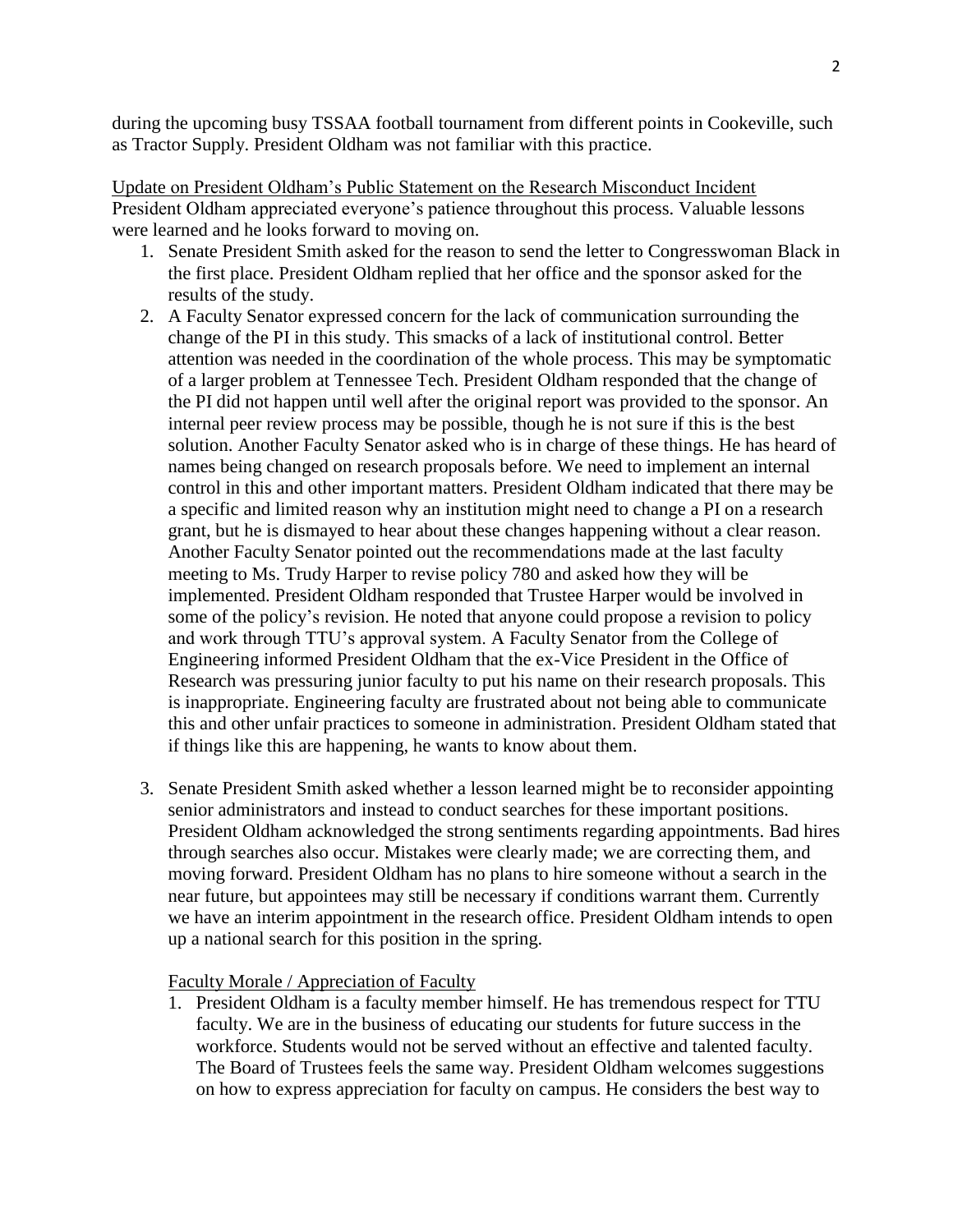during the upcoming busy TSSAA football tournament from different points in Cookeville, such as Tractor Supply. President Oldham was not familiar with this practice.

Update on President Oldham's Public Statement on the Research Misconduct Incident

President Oldham appreciated everyone's patience throughout this process. Valuable lessons were learned and he looks forward to moving on.

1. Senate President Smith asked for the reason to send the letter to Congresswoman Black in the first place. President Oldham replied that her office and the sponsor asked for the results of the study.
2. A Faculty Senator expressed concern for the lack of communication surrounding the change of the PI in this study. This smacks of a lack of institutional control. Better attention was needed in the coordination of the whole process. This may be symptomatic of a larger problem at Tennessee Tech. President Oldham responded that the change of the PI did not happen until well after the original report was provided to the sponsor. An internal peer review process may be possible, though he is not sure if this is the best solution. Another Faculty Senator asked who is in charge of these things. He has heard of names being changed on research proposals before. We need to implement an internal control in this and other important matters. President Oldham indicated that there may be a specific and limited reason why an institution might need to change a PI on a research grant, but he is dismayed to hear about these changes happening without a clear reason. Another Faculty Senator pointed out the recommendations made at the last faculty meeting to Ms. Trudy Harper to revise policy 780 and asked how they will be implemented. President Oldham responded that Trustee Harper would be involved in some of the policy's revision. He noted that anyone could propose a revision to policy and work through TTU's approval system. A Faculty Senator from the College of Engineering informed President Oldham that the ex-Vice President in the Office of Research was pressuring junior faculty to put his name on their research proposals. This is inappropriate. Engineering faculty are frustrated about not being able to communicate this and other unfair practices to someone in administration. President Oldham stated that if things like this are happening, he wants to know about them.

3. Senate President Smith asked whether a lesson learned might be to reconsider appointing senior administrators and instead to conduct searches for these important positions. President Oldham acknowledged the strong sentiments regarding appointments. Bad hires through searches also occur. Mistakes were clearly made; we are correcting them, and moving forward. President Oldham has no plans to hire someone without a search in the near future, but appointees may still be necessary if conditions warrant them. Currently we have an interim appointment in the research office. President Oldham intends to open up a national search for this position in the spring.

Faculty Morale / Appreciation of Faculty

1. President Oldham is a faculty member himself. He has tremendous respect for TTU faculty. We are in the business of educating our students for future success in the workforce. Students would not be served without an effective and talented faculty. The Board of Trustees feels the same way. President Oldham welcomes suggestions on how to express appreciation for faculty on campus. He considers the best way to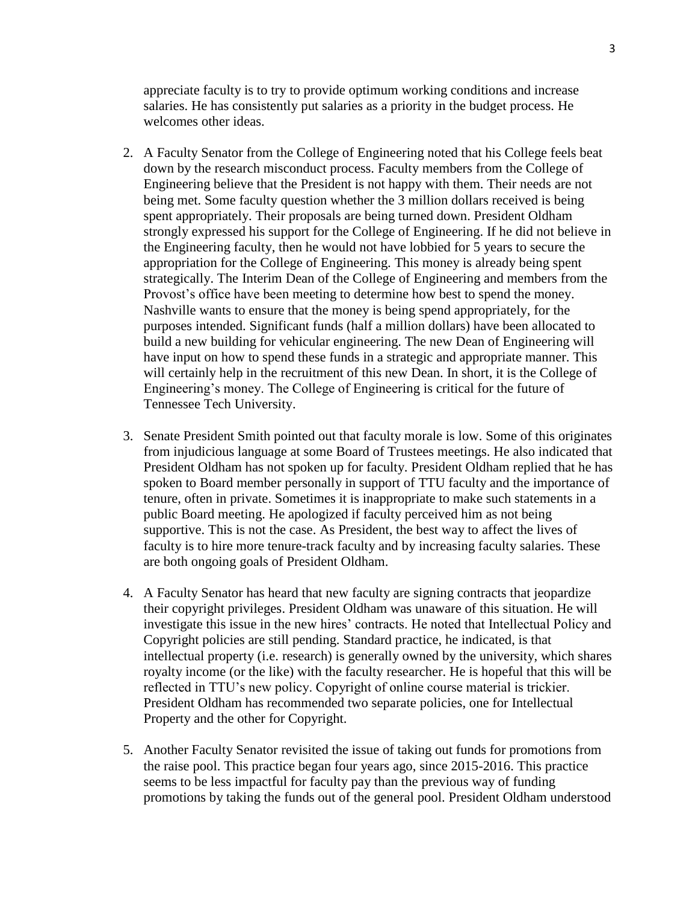appreciate faculty is to try to provide optimum working conditions and increase salaries. He has consistently put salaries as a priority in the budget process. He welcomes other ideas.

2. A Faculty Senator from the College of Engineering noted that his College feels beat down by the research misconduct process. Faculty members from the College of Engineering believe that the President is not happy with them. Their needs are not being met. Some faculty question whether the 3 million dollars received is being spent appropriately. Their proposals are being turned down. President Oldham strongly expressed his support for the College of Engineering. If he did not believe in the Engineering faculty, then he would not have lobbied for 5 years to secure the appropriation for the College of Engineering. This money is already being spent strategically. The Interim Dean of the College of Engineering and members from the Provost's office have been meeting to determine how best to spend the money. Nashville wants to ensure that the money is being spend appropriately, for the purposes intended. Significant funds (half a million dollars) have been allocated to build a new building for vehicular engineering. The new Dean of Engineering will have input on how to spend these funds in a strategic and appropriate manner. This will certainly help in the recruitment of this new Dean. In short, it is the College of Engineering's money. The College of Engineering is critical for the future of Tennessee Tech University.

3. Senate President Smith pointed out that faculty morale is low. Some of this originates from injudicious language at some Board of Trustees meetings. He also indicated that President Oldham has not spoken up for faculty. President Oldham replied that he has spoken to Board member personally in support of TTU faculty and the importance of tenure, often in private. Sometimes it is inappropriate to make such statements in a public Board meeting. He apologized if faculty perceived him as not being supportive. This is not the case. As President, the best way to affect the lives of faculty is to hire more tenure-track faculty and by increasing faculty salaries. These are both ongoing goals of President Oldham.

4. A Faculty Senator has heard that new faculty are signing contracts that jeopardize their copyright privileges. President Oldham was unaware of this situation. He will investigate this issue in the new hires' contracts. He noted that Intellectual Policy and Copyright policies are still pending. Standard practice, he indicated, is that intellectual property (i.e. research) is generally owned by the university, which shares royalty income (or the like) with the faculty researcher. He is hopeful that this will be reflected in TTU's new policy. Copyright of online course material is trickier. President Oldham has recommended two separate policies, one for Intellectual Property and the other for Copyright.

5. Another Faculty Senator revisited the issue of taking out funds for promotions from the raise pool. This practice began four years ago, since 2015-2016. This practice seems to be less impactful for faculty pay than the previous way of funding promotions by taking the funds out of the general pool. President Oldham understood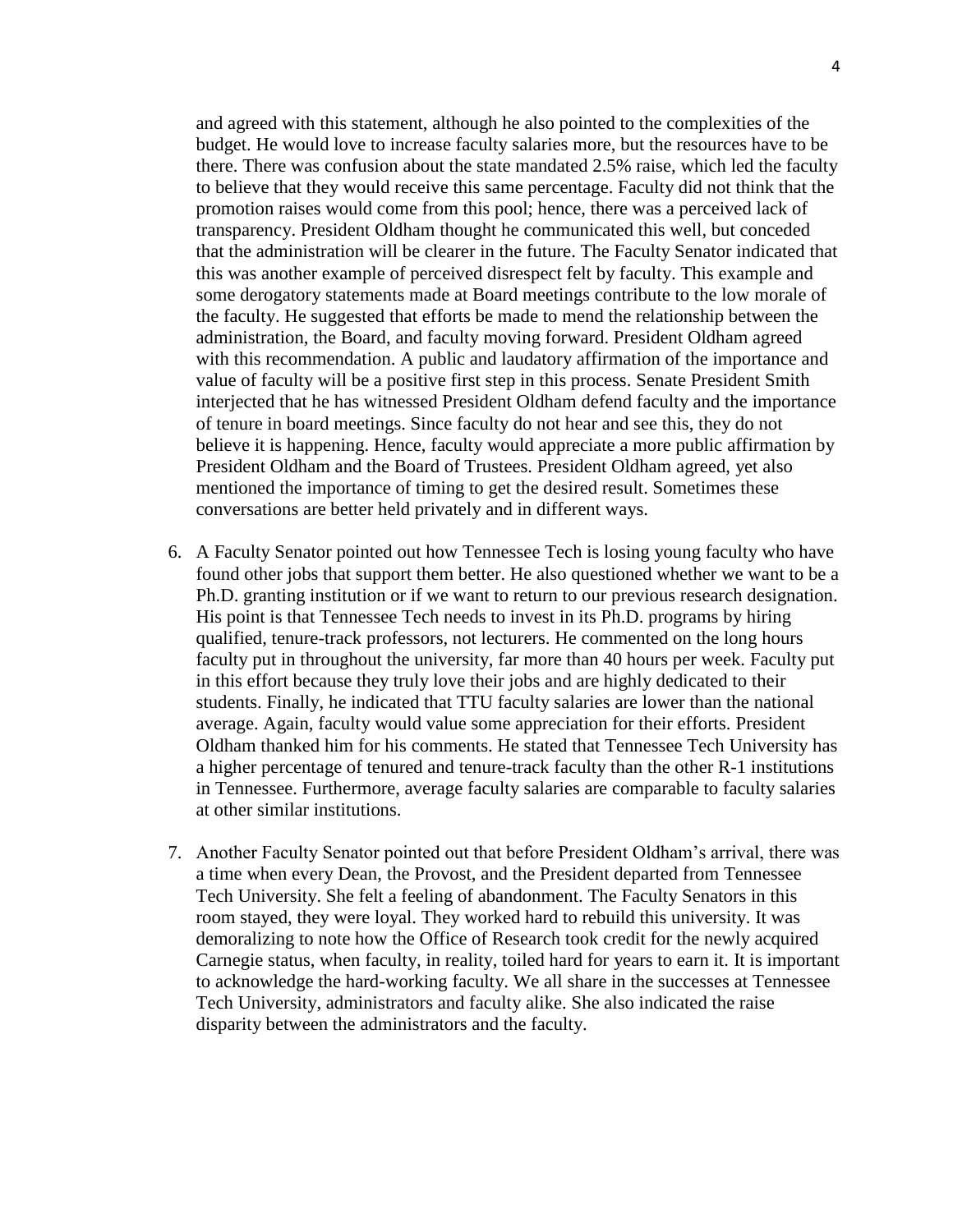and agreed with this statement, although he also pointed to the complexities of the budget. He would love to increase faculty salaries more, but the resources have to be there. There was confusion about the state mandated 2.5% raise, which led the faculty to believe that they would receive this same percentage. Faculty did not think that the promotion raises would come from this pool; hence, there was a perceived lack of transparency. President Oldham thought he communicated this well, but conceded that the administration will be clearer in the future. The Faculty Senator indicated that this was another example of perceived disrespect felt by faculty. This example and some derogatory statements made at Board meetings contribute to the low morale of the faculty. He suggested that efforts be made to mend the relationship between the administration, the Board, and faculty moving forward. President Oldham agreed with this recommendation. A public and laudatory affirmation of the importance and value of faculty will be a positive first step in this process. Senate President Smith interjected that he has witnessed President Oldham defend faculty and the importance of tenure in board meetings. Since faculty do not hear and see this, they do not believe it is happening. Hence, faculty would appreciate a more public affirmation by President Oldham and the Board of Trustees. President Oldham agreed, yet also mentioned the importance of timing to get the desired result. Sometimes these conversations are better held privately and in different ways.

6. A Faculty Senator pointed out how Tennessee Tech is losing young faculty who have found other jobs that support them better. He also questioned whether we want to be a Ph.D. granting institution or if we want to return to our previous research designation. His point is that Tennessee Tech needs to invest in its Ph.D. programs by hiring qualified, tenure-track professors, not lecturers. He commented on the long hours faculty put in throughout the university, far more than 40 hours per week. Faculty put in this effort because they truly love their jobs and are highly dedicated to their students. Finally, he indicated that TTU faculty salaries are lower than the national average. Again, faculty would value some appreciation for their efforts. President Oldham thanked him for his comments. He stated that Tennessee Tech University has a higher percentage of tenured and tenure-track faculty than the other R-1 institutions in Tennessee. Furthermore, average faculty salaries are comparable to faculty salaries at other similar institutions.

7. Another Faculty Senator pointed out that before President Oldham's arrival, there was a time when every Dean, the Provost, and the President departed from Tennessee Tech University. She felt a feeling of abandonment. The Faculty Senators in this room stayed, they were loyal. They worked hard to rebuild this university. It was demoralizing to note how the Office of Research took credit for the newly acquired Carnegie status, when faculty, in reality, toiled hard for years to earn it. It is important to acknowledge the hard-working faculty. We all share in the successes at Tennessee Tech University, administrators and faculty alike. She also indicated the raise disparity between the administrators and the faculty.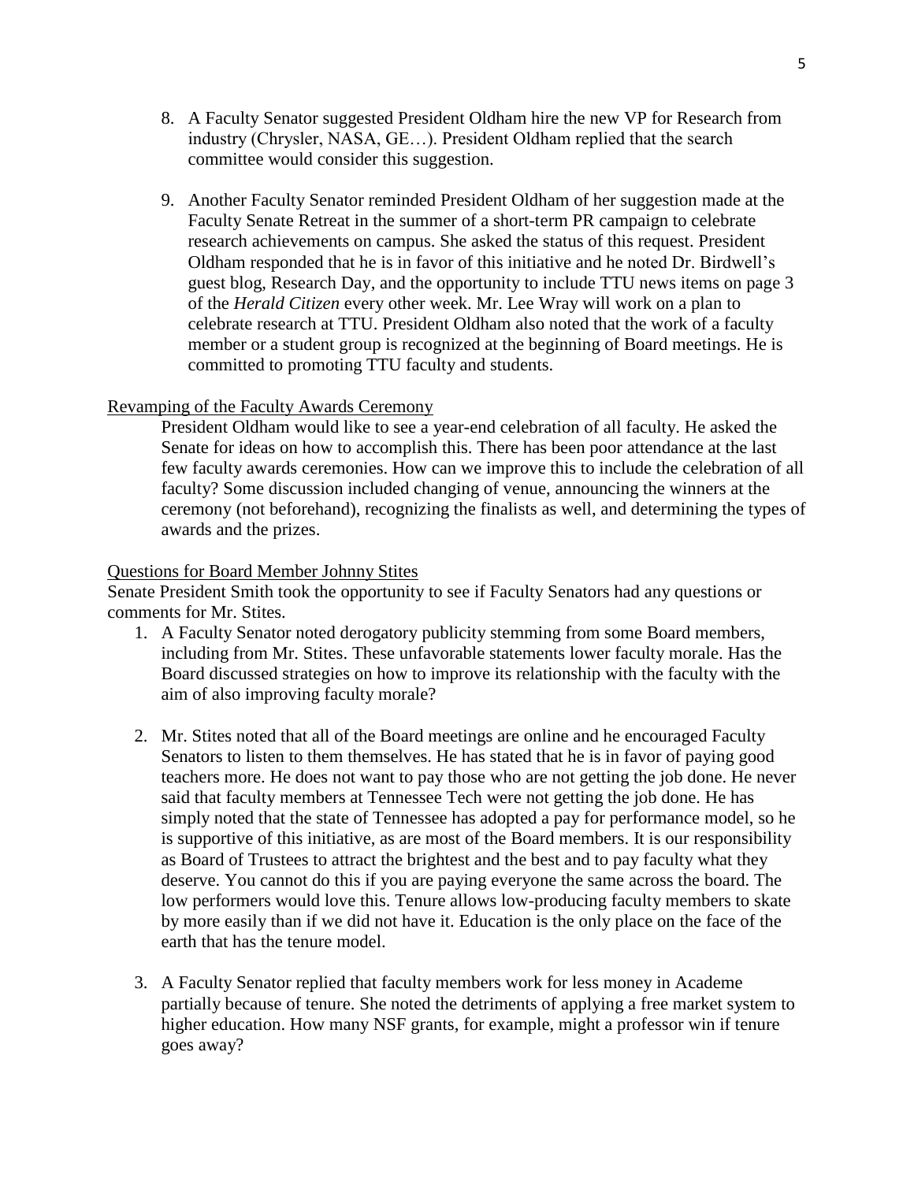8. A Faculty Senator suggested President Oldham hire the new VP for Research from industry (Chrysler, NASA, GE…). President Oldham replied that the search committee would consider this suggestion.

9. Another Faculty Senator reminded President Oldham of her suggestion made at the Faculty Senate Retreat in the summer of a short-term PR campaign to celebrate research achievements on campus. She asked the status of this request. President Oldham responded that he is in favor of this initiative and he noted Dr. Birdwell's guest blog, Research Day, and the opportunity to include TTU news items on page 3 of the *Herald Citizen* every other week. Mr. Lee Wray will work on a plan to celebrate research at TTU. President Oldham also noted that the work of a faculty member or a student group is recognized at the beginning of Board meetings. He is committed to promoting TTU faculty and students.

<u>Revamping of the Faculty Awards Ceremony</u>

President Oldham would like to see a year-end celebration of all faculty. He asked the Senate for ideas on how to accomplish this. There has been poor attendance at the last few faculty awards ceremonies. How can we improve this to include the celebration of all faculty? Some discussion included changing of venue, announcing the winners at the ceremony (not beforehand), recognizing the finalists as well, and determining the types of awards and the prizes.

<u>Questions for Board Member Johnny Stites</u>

Senate President Smith took the opportunity to see if Faculty Senators had any questions or comments for Mr. Stites.

1. A Faculty Senator noted derogatory publicity stemming from some Board members, including from Mr. Stites. These unfavorable statements lower faculty morale. Has the Board discussed strategies on how to improve its relationship with the faculty with the aim of also improving faculty morale?

2. Mr. Stites noted that all of the Board meetings are online and he encouraged Faculty Senators to listen to them themselves. He has stated that he is in favor of paying good teachers more. He does not want to pay those who are not getting the job done. He never said that faculty members at Tennessee Tech were not getting the job done. He has simply noted that the state of Tennessee has adopted a pay for performance model, so he is supportive of this initiative, as are most of the Board members. It is our responsibility as Board of Trustees to attract the brightest and the best and to pay faculty what they deserve. You cannot do this if you are paying everyone the same across the board. The low performers would love this. Tenure allows low-producing faculty members to skate by more easily than if we did not have it. Education is the only place on the face of the earth that has the tenure model.

3. A Faculty Senator replied that faculty members work for less money in Academe partially because of tenure. She noted the detriments of applying a free market system to higher education. How many NSF grants, for example, might a professor win if tenure goes away?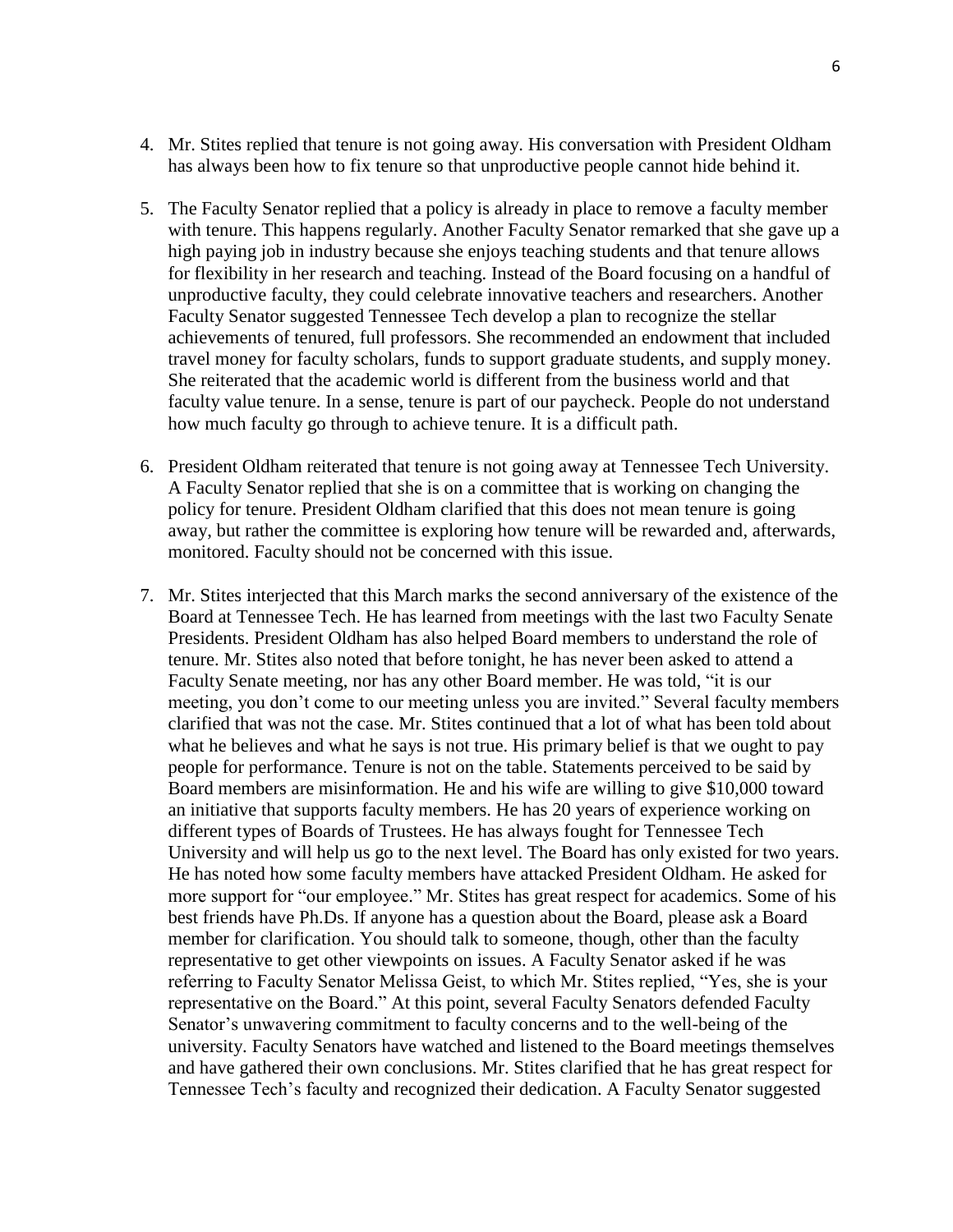4. Mr. Stites replied that tenure is not going away. His conversation with President Oldham has always been how to fix tenure so that unproductive people cannot hide behind it.

5. The Faculty Senator replied that a policy is already in place to remove a faculty member with tenure. This happens regularly. Another Faculty Senator remarked that she gave up a high paying job in industry because she enjoys teaching students and that tenure allows for flexibility in her research and teaching. Instead of the Board focusing on a handful of unproductive faculty, they could celebrate innovative teachers and researchers. Another Faculty Senator suggested Tennessee Tech develop a plan to recognize the stellar achievements of tenured, full professors. She recommended an endowment that included travel money for faculty scholars, funds to support graduate students, and supply money. She reiterated that the academic world is different from the business world and that faculty value tenure. In a sense, tenure is part of our paycheck. People do not understand how much faculty go through to achieve tenure. It is a difficult path.

6. President Oldham reiterated that tenure is not going away at Tennessee Tech University. A Faculty Senator replied that she is on a committee that is working on changing the policy for tenure. President Oldham clarified that this does not mean tenure is going away, but rather the committee is exploring how tenure will be rewarded and, afterwards, monitored. Faculty should not be concerned with this issue.

7. Mr. Stites interjected that this March marks the second anniversary of the existence of the Board at Tennessee Tech. He has learned from meetings with the last two Faculty Senate Presidents. President Oldham has also helped Board members to understand the role of tenure. Mr. Stites also noted that before tonight, he has never been asked to attend a Faculty Senate meeting, nor has any other Board member. He was told, "it is our meeting, you don't come to our meeting unless you are invited." Several faculty members clarified that was not the case. Mr. Stites continued that a lot of what has been told about what he believes and what he says is not true. His primary belief is that we ought to pay people for performance. Tenure is not on the table. Statements perceived to be said by Board members are misinformation. He and his wife are willing to give $10,000 toward an initiative that supports faculty members. He has 20 years of experience working on different types of Boards of Trustees. He has always fought for Tennessee Tech University and will help us go to the next level. The Board has only existed for two years. He has noted how some faculty members have attacked President Oldham. He asked for more support for "our employee." Mr. Stites has great respect for academics. Some of his best friends have Ph.Ds. If anyone has a question about the Board, please ask a Board member for clarification. You should talk to someone, though, other than the faculty representative to get other viewpoints on issues. A Faculty Senator asked if he was referring to Faculty Senator Melissa Geist, to which Mr. Stites replied, "Yes, she is your representative on the Board." At this point, several Faculty Senators defended Faculty Senator's unwavering commitment to faculty concerns and to the well-being of the university. Faculty Senators have watched and listened to the Board meetings themselves and have gathered their own conclusions. Mr. Stites clarified that he has great respect for Tennessee Tech's faculty and recognized their dedication. A Faculty Senator suggested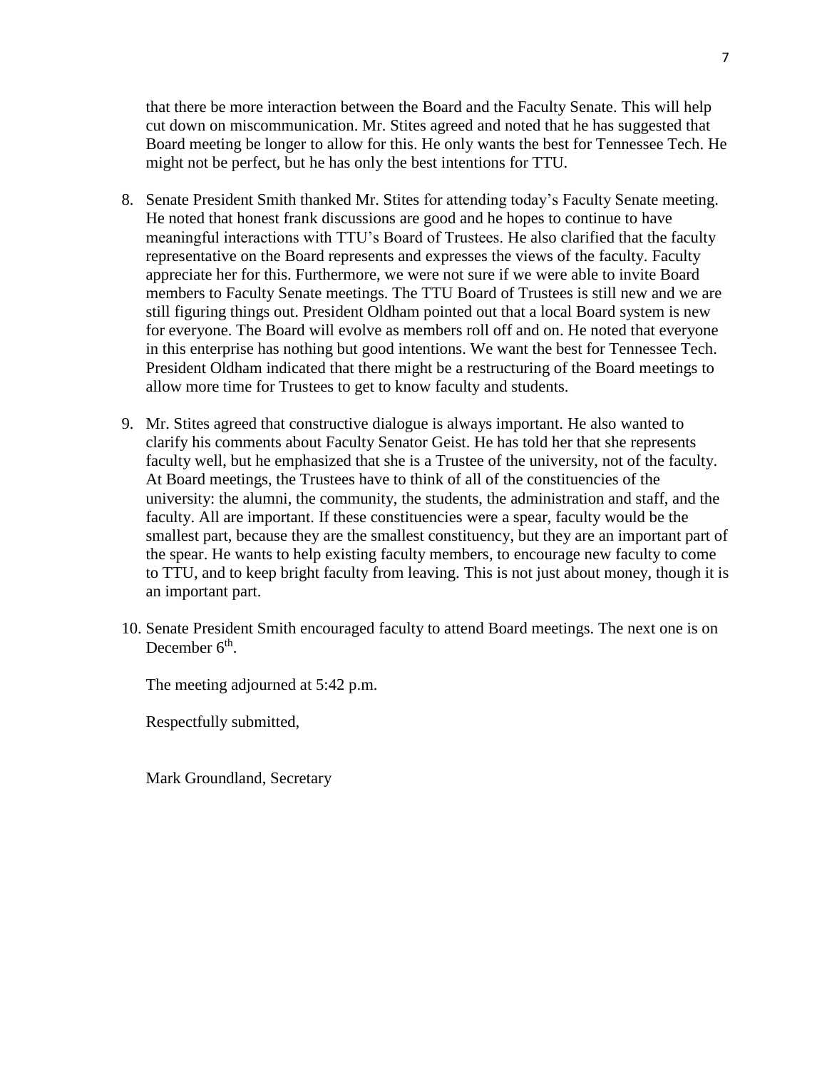that there be more interaction between the Board and the Faculty Senate. This will help cut down on miscommunication. Mr. Stites agreed and noted that he has suggested that Board meeting be longer to allow for this. He only wants the best for Tennessee Tech. He might not be perfect, but he has only the best intentions for TTU.

8. Senate President Smith thanked Mr. Stites for attending today's Faculty Senate meeting. He noted that honest frank discussions are good and he hopes to continue to have meaningful interactions with TTU's Board of Trustees. He also clarified that the faculty representative on the Board represents and expresses the views of the faculty. Faculty appreciate her for this. Furthermore, we were not sure if we were able to invite Board members to Faculty Senate meetings. The TTU Board of Trustees is still new and we are still figuring things out. President Oldham pointed out that a local Board system is new for everyone. The Board will evolve as members roll off and on. He noted that everyone in this enterprise has nothing but good intentions. We want the best for Tennessee Tech. President Oldham indicated that there might be a restructuring of the Board meetings to allow more time for Trustees to get to know faculty and students.

9. Mr. Stites agreed that constructive dialogue is always important. He also wanted to clarify his comments about Faculty Senator Geist. He has told her that she represents faculty well, but he emphasized that she is a Trustee of the university, not of the faculty. At Board meetings, the Trustees have to think of all of the constituencies of the university: the alumni, the community, the students, the administration and staff, and the faculty. All are important. If these constituencies were a spear, faculty would be the smallest part, because they are the smallest constituency, but they are an important part of the spear. He wants to help existing faculty members, to encourage new faculty to come to TTU, and to keep bright faculty from leaving. This is not just about money, though it is an important part.

10. Senate President Smith encouraged faculty to attend Board meetings. The next one is on December 6th.

The meeting adjourned at 5:42 p.m.

Respectfully submitted,

Mark Groundland, Secretary